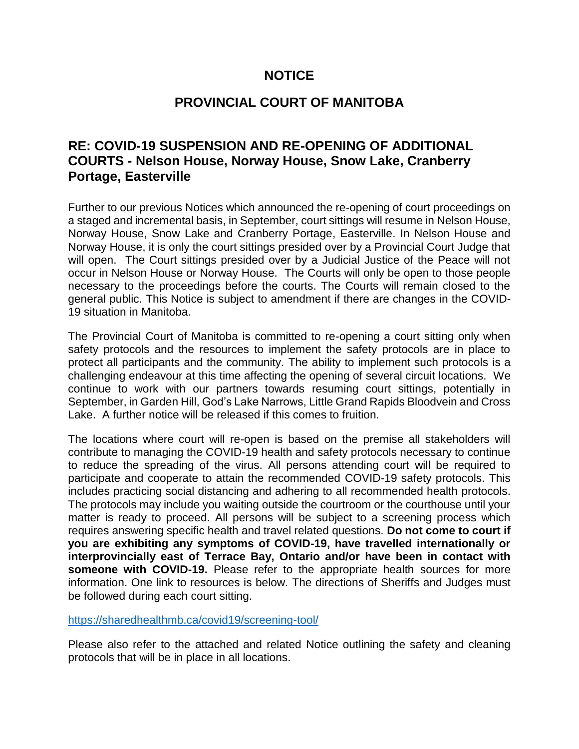# NOTICE

# PROVINCIAL COURT OF MANITOBA

## RE: COVID-19 SUSPENSION AND RE-OPENING OF ADDITIONAL COURTS - Nelson House, Norway House, Snow Lake, Cranberry Portage, Easterville

Further to our previous Notices which announced the re-opening of court proceedings on a staged and incremental basis, in September, court sittings will resume in Nelson House, Norway House, Snow Lake and Cranberry Portage, Easterville. In Nelson House and Norway House, it is only the court sittings presided over by a Provincial Court Judge that will open. The Court sittings presided over by a Judicial Justice of the Peace will not occur in Nelson House or Norway House. The Courts will only be open to those people necessary to the proceedings before the courts. The Courts will remain closed to the general public. This Notice is subject to amendment if there are changes in the COVID-19 situation in Manitoba.

The Provincial Court of Manitoba is committed to re-opening a court sitting only when safety protocols and the resources to implement the safety protocols are in place to protect all participants and the community. The ability to implement such protocols is a challenging endeavour at this time affecting the opening of several circuit locations. We continue to work with our partners towards resuming court sittings, potentially in September, in Garden Hill, God's Lake Narrows, Little Grand Rapids Bloodvein and Cross Lake. A further notice will be released if this comes to fruition.

The locations where court will re-open is based on the premise all stakeholders will contribute to managing the COVID-19 health and safety protocols necessary to continue to reduce the spreading of the virus. All persons attending court will be required to participate and cooperate to attain the recommended COVID-19 safety protocols. This includes practicing social distancing and adhering to all recommended health protocols. The protocols may include you waiting outside the courtroom or the courthouse until your matter is ready to proceed. All persons will be subject to a screening process which requires answering specific health and travel related questions. **Do not come to court if you are exhibiting any symptoms of COVID-19, have travelled internationally or interprovincially east of Terrace Bay, Ontario and/or have been in contact with someone with COVID-19.** Please refer to the appropriate health sources for more information. One link to resources is below. The directions of Sheriffs and Judges must be followed during each court sitting.

https://sharedhealthmb.ca/covid19/screening-tool/

Please also refer to the attached and related Notice outlining the safety and cleaning protocols that will be in place in all locations.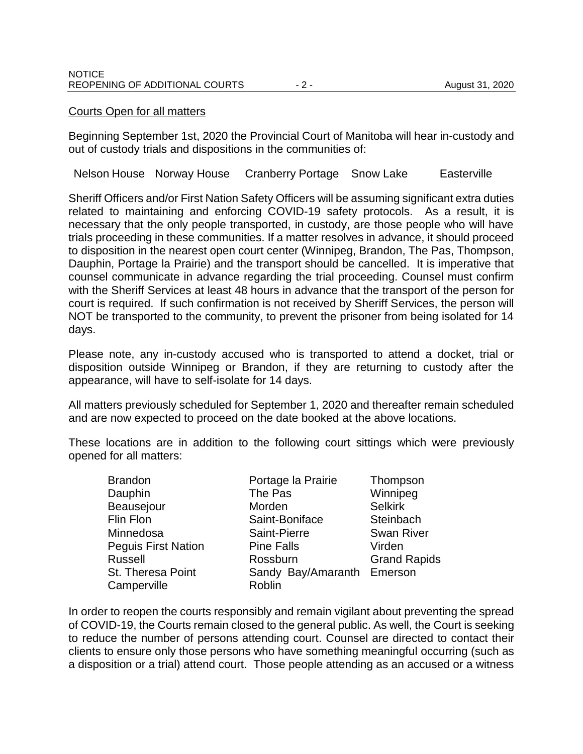Courts Open for all matters

Beginning September 1st, 2020 the Provincial Court of Manitoba will hear in-custody and out of custody trials and dispositions in the communities of:

Nelson House   Norway House   Cranberry Portage   Snow Lake   Easterville

Sheriff Officers and/or First Nation Safety Officers will be assuming significant extra duties related to maintaining and enforcing COVID-19 safety protocols. As a result, it is necessary that the only people transported, in custody, are those people who will have trials proceeding in these communities. If a matter resolves in advance, it should proceed to disposition in the nearest open court center (Winnipeg, Brandon, The Pas, Thompson, Dauphin, Portage la Prairie) and the transport should be cancelled. It is imperative that counsel communicate in advance regarding the trial proceeding. Counsel must confirm with the Sheriff Services at least 48 hours in advance that the transport of the person for court is required. If such confirmation is not received by Sheriff Services, the person will NOT be transported to the community, to prevent the prisoner from being isolated for 14 days.

Please note, any in-custody accused who is transported to attend a docket, trial or disposition outside Winnipeg or Brandon, if they are returning to custody after the appearance, will have to self-isolate for 14 days.

All matters previously scheduled for September 1, 2020 and thereafter remain scheduled and are now expected to proceed on the date booked at the above locations.

These locations are in addition to the following court sittings which were previously opened for all matters:

| | | |
|---|---|---|
| Brandon | Portage la Prairie | Thompson |
| Dauphin | The Pas | Winnipeg |
| Beausejour | Morden | Selkirk |
| Flin Flon | Saint-Boniface | Steinbach |
| Minnedosa | Saint-Pierre | Swan River |
| Peguis First Nation | Pine Falls | Virden |
| Russell | Rossburn | Grand Rapids |
| St. Theresa Point | Sandy Bay/Amaranth | Emerson |
| Camperville | Roblin | |

In order to reopen the courts responsibly and remain vigilant about preventing the spread of COVID-19, the Courts remain closed to the general public. As well, the Court is seeking to reduce the number of persons attending court. Counsel are directed to contact their clients to ensure only those persons who have something meaningful occurring (such as a disposition or a trial) attend court. Those people attending as an accused or a witness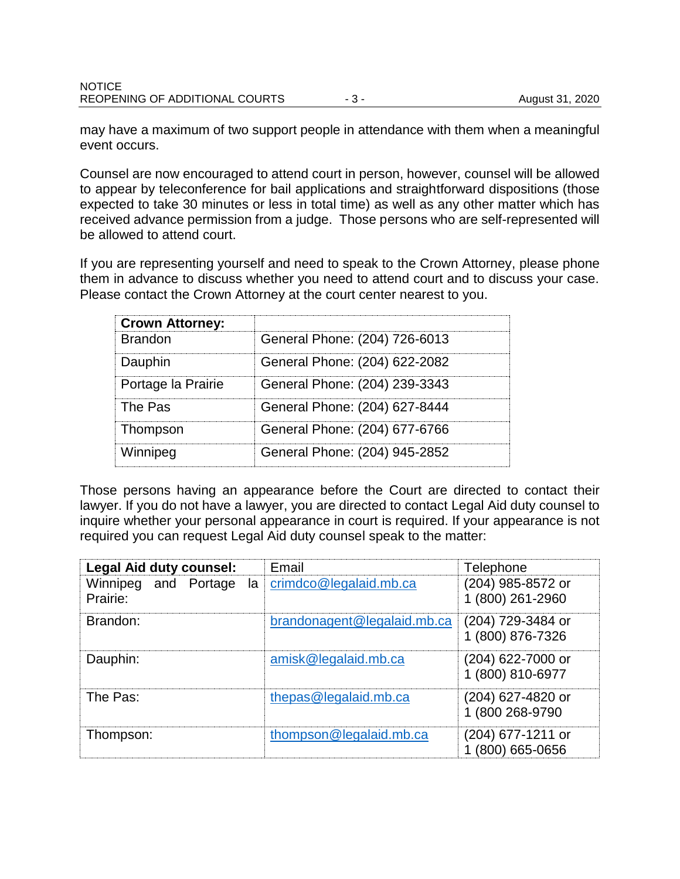may have a maximum of two support people in attendance with them when a meaningful event occurs.

Counsel are now encouraged to attend court in person, however, counsel will be allowed to appear by teleconference for bail applications and straightforward dispositions (those expected to take 30 minutes or less in total time) as well as any other matter which has received advance permission from a judge. Those persons who are self-represented will be allowed to attend court.

If you are representing yourself and need to speak to the Crown Attorney, please phone them in advance to discuss whether you need to attend court and to discuss your case. Please contact the Crown Attorney at the court center nearest to you.

| **Crown Attorney:** | |
|---|---|
| Brandon | General Phone: (204) 726-6013 |
| Dauphin | General Phone: (204) 622-2082 |
| Portage la Prairie | General Phone: (204) 239-3343 |
| The Pas | General Phone: (204) 627-8444 |
| Thompson | General Phone: (204) 677-6766 |
| Winnipeg | General Phone: (204) 945-2852 |

Those persons having an appearance before the Court are directed to contact their lawyer. If you do not have a lawyer, you are directed to contact Legal Aid duty counsel to inquire whether your personal appearance in court is required. If your appearance is not required you can request Legal Aid duty counsel speak to the matter:

| **Legal Aid duty counsel:** | Email | Telephone |
|---|---|---|
| Winnipeg and Portage la Prairie: | crimdco@legalaid.mb.ca | (204) 985-8572 or 1 (800) 261-2960 |
| Brandon: | brandonagent@legalaid.mb.ca | (204) 729-3484 or 1 (800) 876-7326 |
| Dauphin: | amisk@legalaid.mb.ca | (204) 622-7000 or 1 (800) 810-6977 |
| The Pas: | thepas@legalaid.mb.ca | (204) 627-4820 or 1 (800 268-9790 |
| Thompson: | thompson@legalaid.mb.ca | (204) 677-1211 or 1 (800) 665-0656 |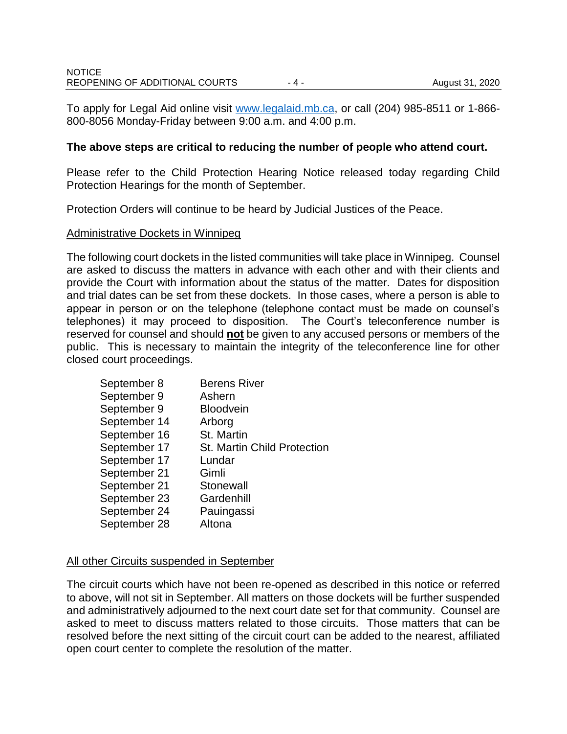To apply for Legal Aid online visit [www.legalaid.mb.ca](http://www.legalaid.mb.ca), or call (204) 985-8511 or 1-866-800-8056 Monday-Friday between 9:00 a.m. and 4:00 p.m.

**The above steps are critical to reducing the number of people who attend court.**

Please refer to the Child Protection Hearing Notice released today regarding Child Protection Hearings for the month of September.

Protection Orders will continue to be heard by Judicial Justices of the Peace.

<u>Administrative Dockets in Winnipeg</u>

The following court dockets in the listed communities will take place in Winnipeg. Counsel are asked to discuss the matters in advance with each other and with their clients and provide the Court with information about the status of the matter. Dates for disposition and trial dates can be set from these dockets. In those cases, where a person is able to appear in person or on the telephone (telephone contact must be made on counsel's telephones) it may proceed to disposition. The Court's teleconference number is reserved for counsel and should **<u>not</u>** be given to any accused persons or members of the public. This is necessary to maintain the integrity of the teleconference line for other closed court proceedings.

| | |
|---|---|
| September 8 | Berens River |
| September 9 | Ashern |
| September 9 | Bloodvein |
| September 14 | Arborg |
| September 16 | St. Martin |
| September 17 | St. Martin Child Protection |
| September 17 | Lundar |
| September 21 | Gimli |
| September 21 | Stonewall |
| September 23 | Gardenhill |
| September 24 | Pauingassi |
| September 28 | Altona |

<u>All other Circuits suspended in September</u>

The circuit courts which have not been re-opened as described in this notice or referred to above, will not sit in September. All matters on those dockets will be further suspended and administratively adjourned to the next court date set for that community. Counsel are asked to meet to discuss matters related to those circuits. Those matters that can be resolved before the next sitting of the circuit court can be added to the nearest, affiliated open court center to complete the resolution of the matter.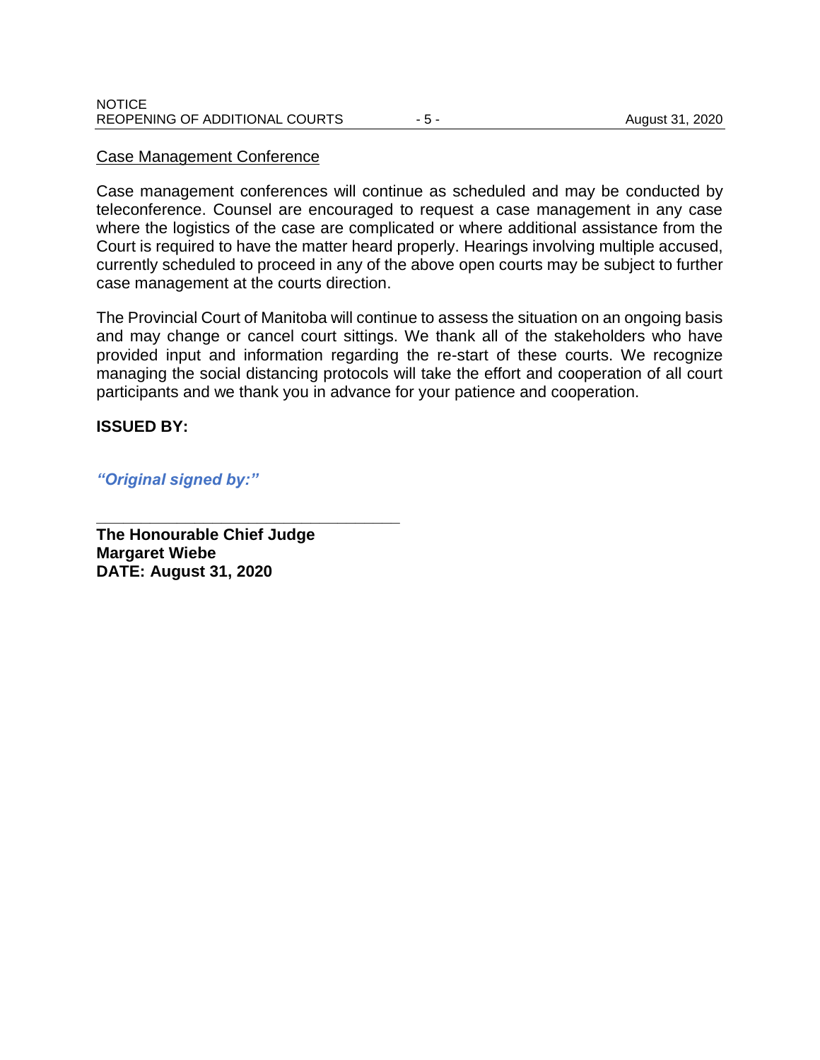<u>Case Management Conference</u>

Case management conferences will continue as scheduled and may be conducted by teleconference. Counsel are encouraged to request a case management in any case where the logistics of the case are complicated or where additional assistance from the Court is required to have the matter heard properly. Hearings involving multiple accused, currently scheduled to proceed in any of the above open courts may be subject to further case management at the courts direction.

The Provincial Court of Manitoba will continue to assess the situation on an ongoing basis and may change or cancel court sittings. We thank all of the stakeholders who have provided input and information regarding the re-start of these courts. We recognize managing the social distancing protocols will take the effort and cooperation of all court participants and we thank you in advance for your patience and cooperation.

**ISSUED BY:**

***"Original signed by:"***

\_\_\_\_\_\_\_\_\_\_\_\_\_\_\_\_\_\_\_\_\_\_\_\_\_\_\_\_\_\_\_\_\_\_\_\_

**The Honourable Chief Judge**
**Margaret Wiebe**
**DATE: August 31, 2020**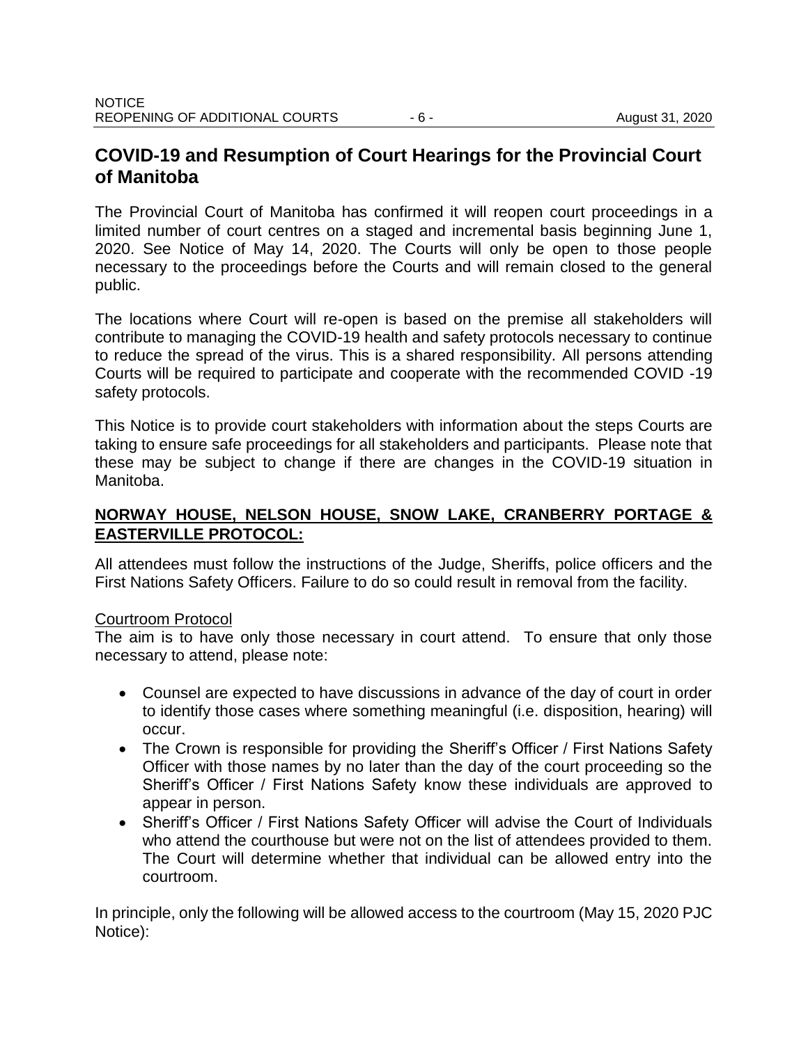## COVID-19 and Resumption of Court Hearings for the Provincial Court of Manitoba

The Provincial Court of Manitoba has confirmed it will reopen court proceedings in a limited number of court centres on a staged and incremental basis beginning June 1, 2020. See Notice of May 14, 2020. The Courts will only be open to those people necessary to the proceedings before the Courts and will remain closed to the general public.

The locations where Court will re-open is based on the premise all stakeholders will contribute to managing the COVID-19 health and safety protocols necessary to continue to reduce the spread of the virus. This is a shared responsibility. All persons attending Courts will be required to participate and cooperate with the recommended COVID -19 safety protocols.

This Notice is to provide court stakeholders with information about the steps Courts are taking to ensure safe proceedings for all stakeholders and participants. Please note that these may be subject to change if there are changes in the COVID-19 situation in Manitoba.

**NORWAY HOUSE, NELSON HOUSE, SNOW LAKE, CRANBERRY PORTAGE & EASTERVILLE PROTOCOL:**

All attendees must follow the instructions of the Judge, Sheriffs, police officers and the First Nations Safety Officers. Failure to do so could result in removal from the facility.

Courtroom Protocol

The aim is to have only those necessary in court attend. To ensure that only those necessary to attend, please note:

- Counsel are expected to have discussions in advance of the day of court in order to identify those cases where something meaningful (i.e. disposition, hearing) will occur.
- The Crown is responsible for providing the Sheriff's Officer / First Nations Safety Officer with those names by no later than the day of the court proceeding so the Sheriff's Officer / First Nations Safety know these individuals are approved to appear in person.
- Sheriff's Officer / First Nations Safety Officer will advise the Court of Individuals who attend the courthouse but were not on the list of attendees provided to them. The Court will determine whether that individual can be allowed entry into the courtroom.

In principle, only the following will be allowed access to the courtroom (May 15, 2020 PJC Notice):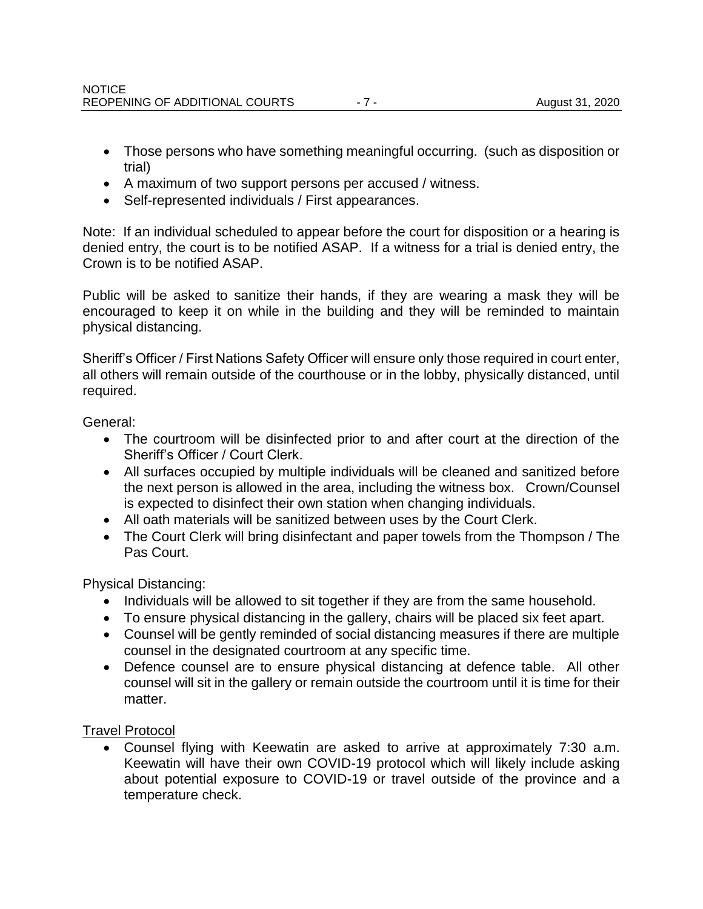- Those persons who have something meaningful occurring. (such as disposition or trial)
- A maximum of two support persons per accused / witness.
- Self-represented individuals / First appearances.

Note: If an individual scheduled to appear before the court for disposition or a hearing is denied entry, the court is to be notified ASAP. If a witness for a trial is denied entry, the Crown is to be notified ASAP.

Public will be asked to sanitize their hands, if they are wearing a mask they will be encouraged to keep it on while in the building and they will be reminded to maintain physical distancing.

Sheriff's Officer / First Nations Safety Officer will ensure only those required in court enter, all others will remain outside of the courthouse or in the lobby, physically distanced, until required.

General:

- The courtroom will be disinfected prior to and after court at the direction of the Sheriff's Officer / Court Clerk.
- All surfaces occupied by multiple individuals will be cleaned and sanitized before the next person is allowed in the area, including the witness box. Crown/Counsel is expected to disinfect their own station when changing individuals.
- All oath materials will be sanitized between uses by the Court Clerk.
- The Court Clerk will bring disinfectant and paper towels from the Thompson / The Pas Court.

Physical Distancing:

- Individuals will be allowed to sit together if they are from the same household.
- To ensure physical distancing in the gallery, chairs will be placed six feet apart.
- Counsel will be gently reminded of social distancing measures if there are multiple counsel in the designated courtroom at any specific time.
- Defence counsel are to ensure physical distancing at defence table. All other counsel will sit in the gallery or remain outside the courtroom until it is time for their matter.

Travel Protocol

- Counsel flying with Keewatin are asked to arrive at approximately 7:30 a.m. Keewatin will have their own COVID-19 protocol which will likely include asking about potential exposure to COVID-19 or travel outside of the province and a temperature check.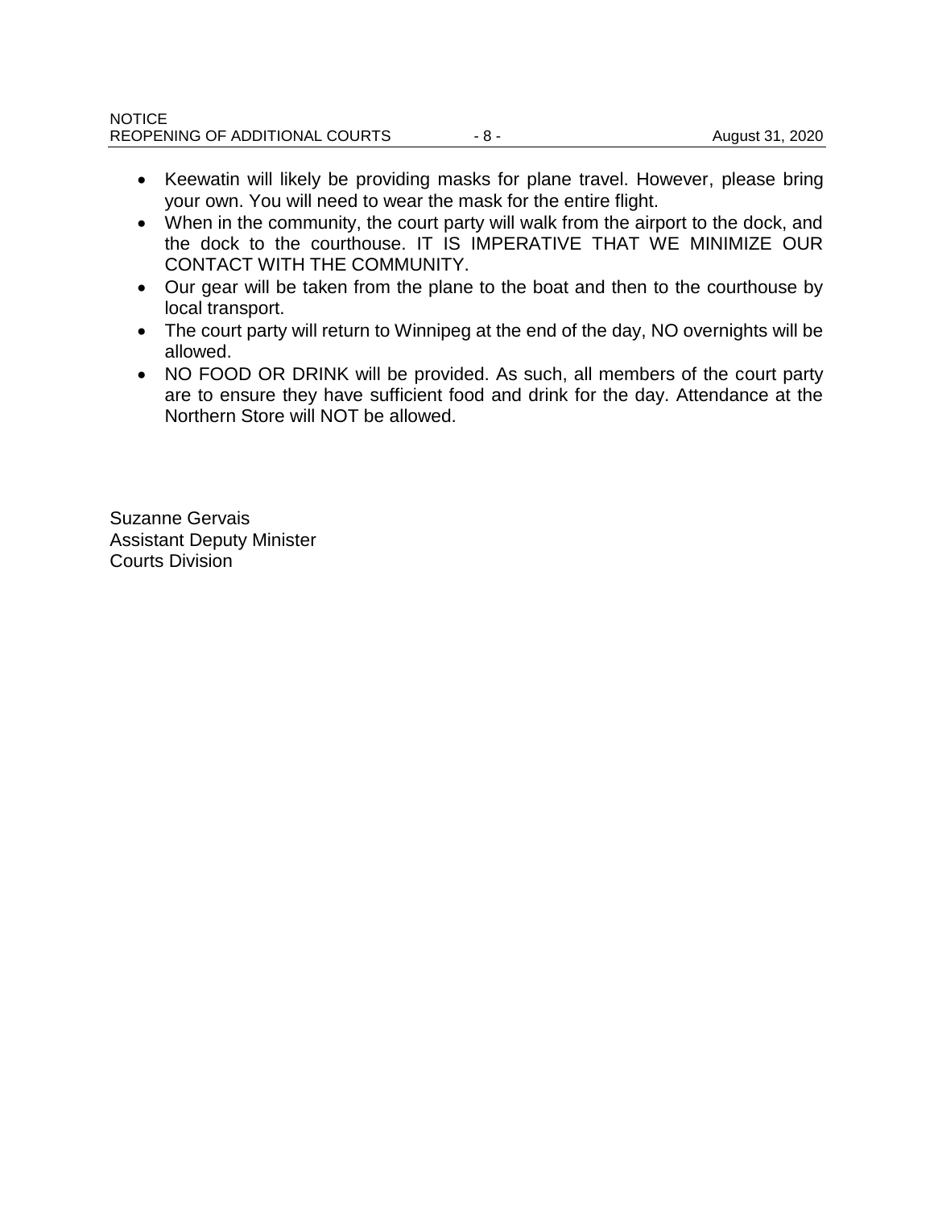- Keewatin will likely be providing masks for plane travel. However, please bring your own. You will need to wear the mask for the entire flight.
- When in the community, the court party will walk from the airport to the dock, and the dock to the courthouse. IT IS IMPERATIVE THAT WE MINIMIZE OUR CONTACT WITH THE COMMUNITY.
- Our gear will be taken from the plane to the boat and then to the courthouse by local transport.
- The court party will return to Winnipeg at the end of the day, NO overnights will be allowed.
- NO FOOD OR DRINK will be provided. As such, all members of the court party are to ensure they have sufficient food and drink for the day. Attendance at the Northern Store will NOT be allowed.

Suzanne Gervais
Assistant Deputy Minister
Courts Division